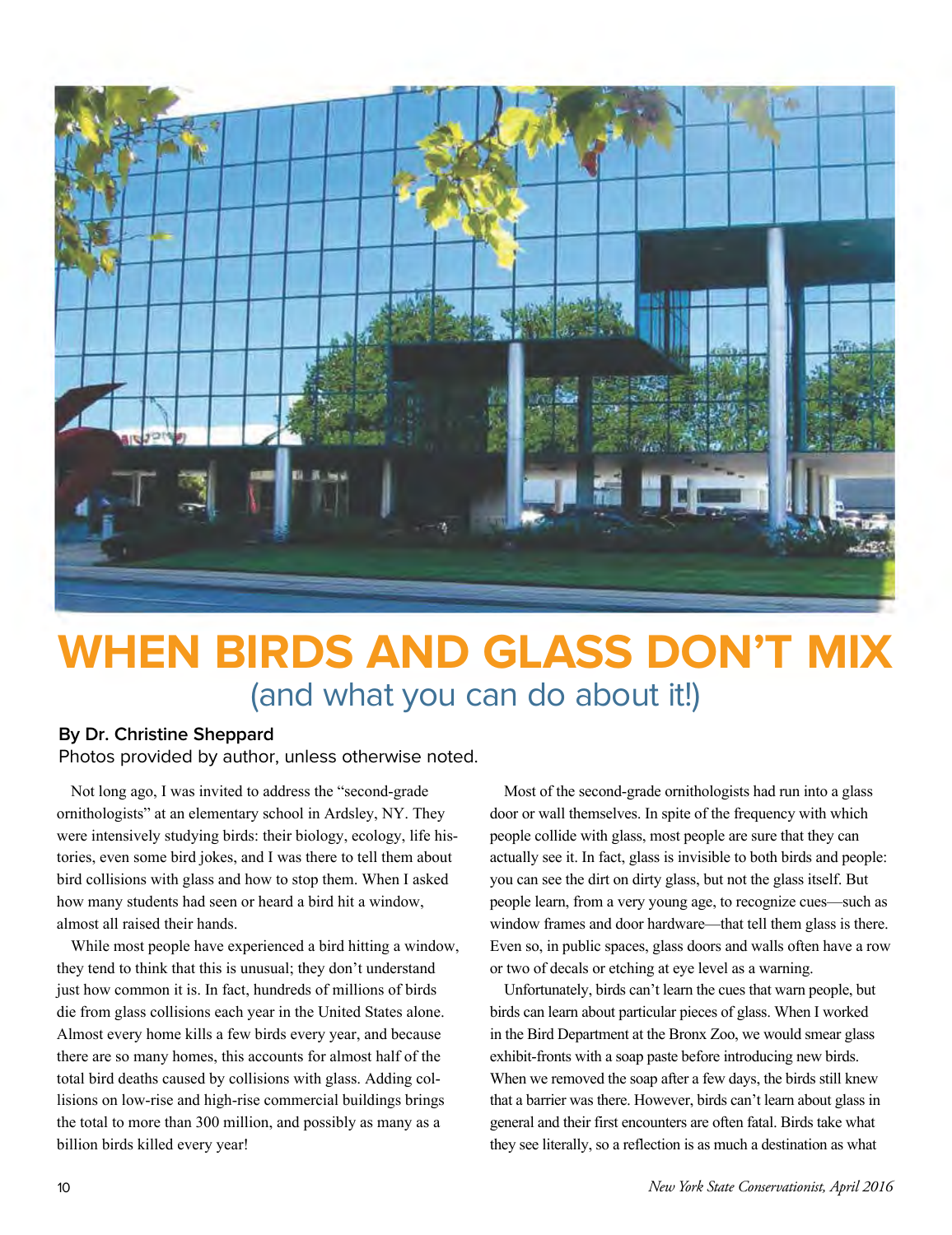# WHEN BIRDS AND GLASS DON'T MIX

## (and what you can do about it!)

**By Dr. Christine Sheppard**

Photos provided by author, unless otherwise noted.

Not long ago, I was invited to address the "second-grade ornithologists" at an elementary school in Ardsley, NY. They were intensively studying birds: their biology, ecology, life histories, even some bird jokes, and I was there to tell them about bird collisions with glass and how to stop them. When I asked how many students had seen or heard a bird hit a window, almost all raised their hands.

While most people have experienced a bird hitting a window, they tend to think that this is unusual; they don't understand just how common it is. In fact, hundreds of millions of birds die from glass collisions each year in the United States alone. Almost every home kills a few birds every year, and because there are so many homes, this accounts for almost half of the total bird deaths caused by collisions with glass. Adding collisions on low-rise and high-rise commercial buildings brings the total to more than 300 million, and possibly as many as a billion birds killed every year!

Most of the second-grade ornithologists had run into a glass door or wall themselves. In spite of the frequency with which people collide with glass, most people are sure that they can actually see it. In fact, glass is invisible to both birds and people: you can see the dirt on dirty glass, but not the glass itself. But people learn, from a very young age, to recognize cues—such as window frames and door hardware—that tell them glass is there. Even so, in public spaces, glass doors and walls often have a row or two of decals or etching at eye level as a warning.

Unfortunately, birds can't learn the cues that warn people, but birds can learn about particular pieces of glass. When I worked in the Bird Department at the Bronx Zoo, we would smear glass exhibit-fronts with a soap paste before introducing new birds. When we removed the soap after a few days, the birds still knew that a barrier was there. However, birds can't learn about glass in general and their first encounters are often fatal. Birds take what they see literally, so a reflection is as much a destination as what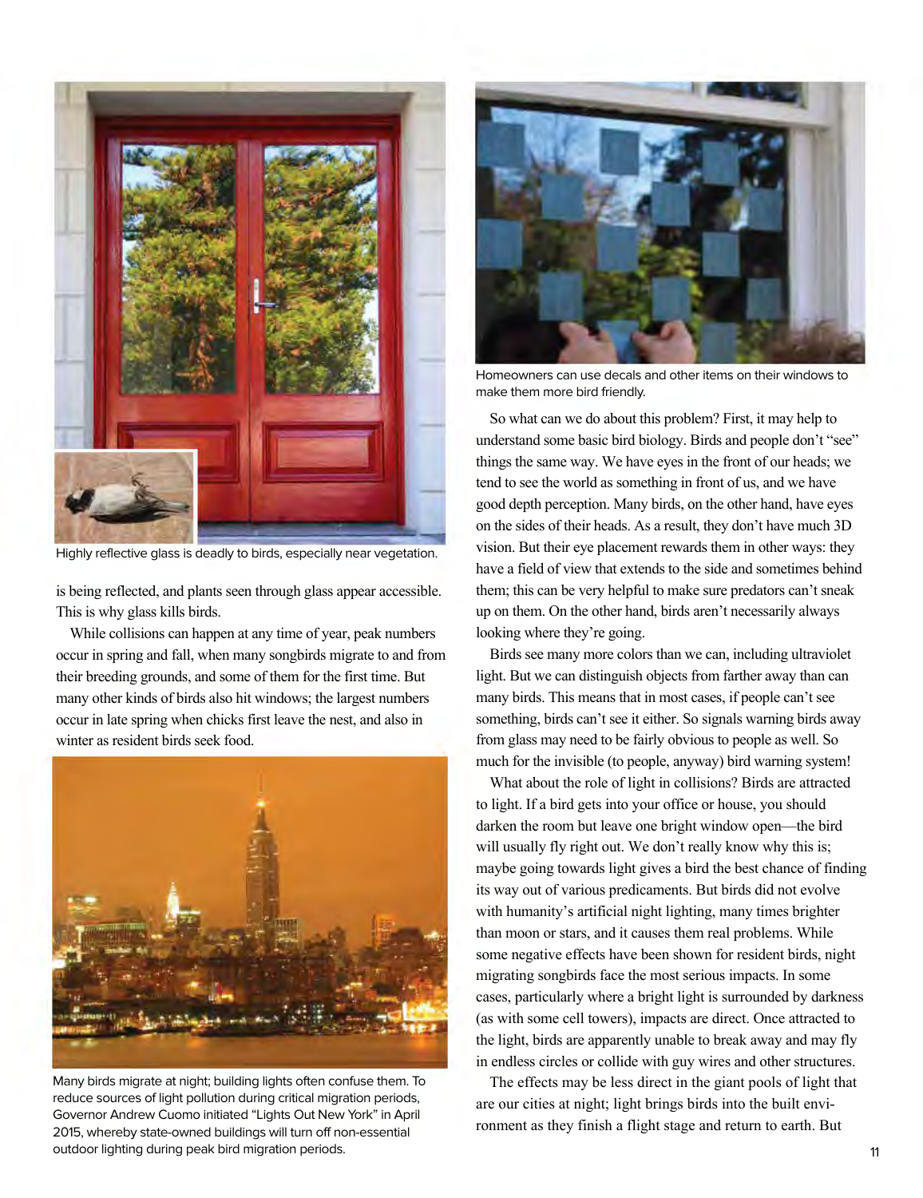Highly reflective glass is deadly to birds, especially near vegetation.

is being reflected, and plants seen through glass appear accessible. This is why glass kills birds.

While collisions can happen at any time of year, peak numbers occur in spring and fall, when many songbirds migrate to and from their breeding grounds, and some of them for the first time. But many other kinds of birds also hit windows; the largest numbers occur in late spring when chicks first leave the nest, and also in winter as resident birds seek food.

Many birds migrate at night; building lights often confuse them. To reduce sources of light pollution during critical migration periods, Governor Andrew Cuomo initiated "Lights Out New York" in April 2015, whereby state-owned buildings will turn off non-essential outdoor lighting during peak bird migration periods.

Homeowners can use decals and other items on their windows to make them more bird friendly.

So what can we do about this problem? First, it may help to understand some basic bird biology. Birds and people don't "see" things the same way. We have eyes in the front of our heads; we tend to see the world as something in front of us, and we have good depth perception. Many birds, on the other hand, have eyes on the sides of their heads. As a result, they don't have much 3D vision. But their eye placement rewards them in other ways: they have a field of view that extends to the side and sometimes behind them; this can be very helpful to make sure predators can't sneak up on them. On the other hand, birds aren't necessarily always looking where they're going.

Birds see many more colors than we can, including ultraviolet light. But we can distinguish objects from farther away than can many birds. This means that in most cases, if people can't see something, birds can't see it either. So signals warning birds away from glass may need to be fairly obvious to people as well. So much for the invisible (to people, anyway) bird warning system!

What about the role of light in collisions? Birds are attracted to light. If a bird gets into your office or house, you should darken the room but leave one bright window open—the bird will usually fly right out. We don't really know why this is; maybe going towards light gives a bird the best chance of finding its way out of various predicaments. But birds did not evolve with humanity's artificial night lighting, many times brighter than moon or stars, and it causes them real problems. While some negative effects have been shown for resident birds, night migrating songbirds face the most serious impacts. In some cases, particularly where a bright light is surrounded by darkness (as with some cell towers), impacts are direct. Once attracted to the light, birds are apparently unable to break away and may fly in endless circles or collide with guy wires and other structures.

The effects may be less direct in the giant pools of light that are our cities at night; light brings birds into the built environment as they finish a flight stage and return to earth. But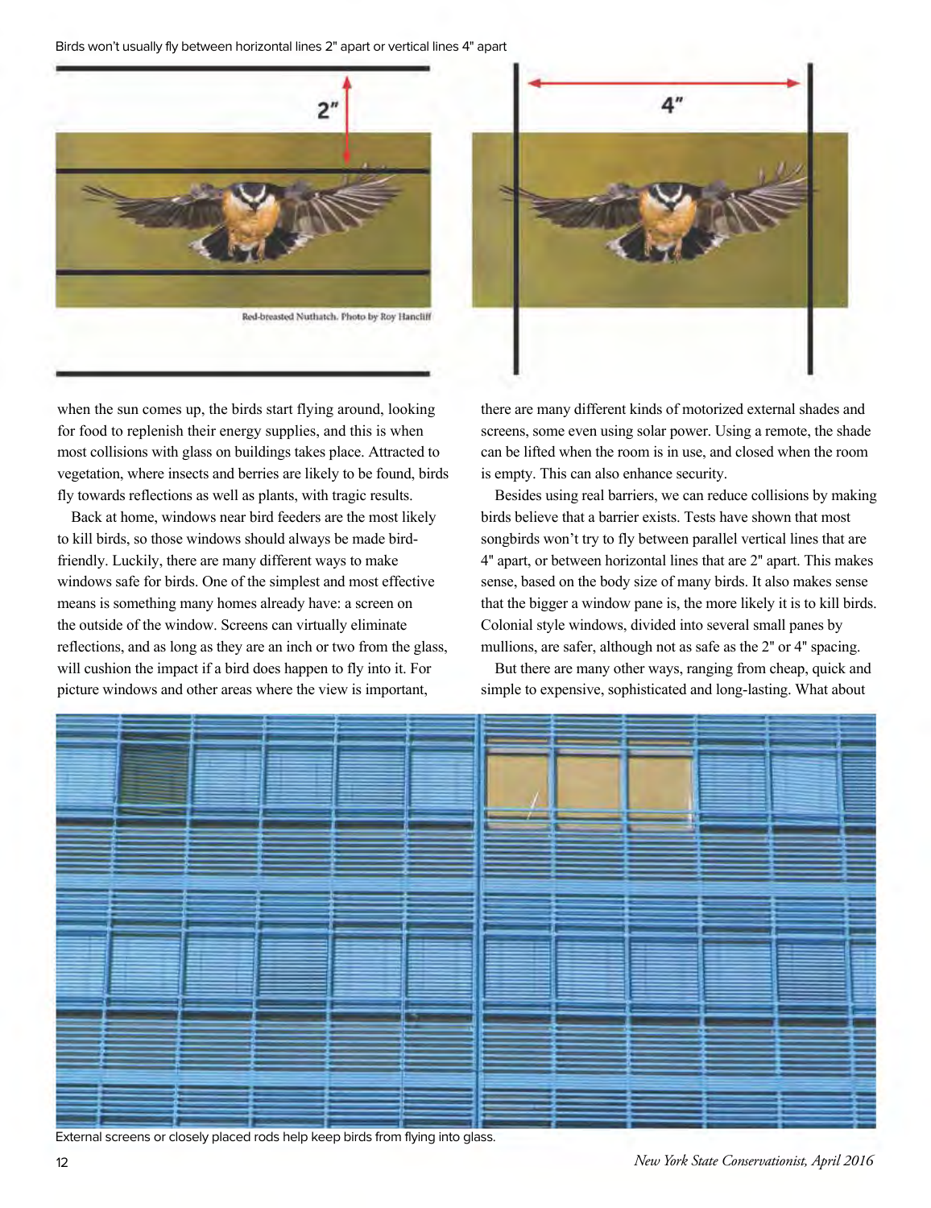Birds won't usually fly between horizontal lines 2" apart or vertical lines 4" apart

Red-breasted Nuthatch. Photo by Roy Hancliff

when the sun comes up, the birds start flying around, looking for food to replenish their energy supplies, and this is when most collisions with glass on buildings takes place. Attracted to vegetation, where insects and berries are likely to be found, birds fly towards reflections as well as plants, with tragic results.

Back at home, windows near bird feeders are the most likely to kill birds, so those windows should always be made bird-friendly. Luckily, there are many different ways to make windows safe for birds. One of the simplest and most effective means is something many homes already have: a screen on the outside of the window. Screens can virtually eliminate reflections, and as long as they are an inch or two from the glass, will cushion the impact if a bird does happen to fly into it. For picture windows and other areas where the view is important, there are many different kinds of motorized external shades and screens, some even using solar power. Using a remote, the shade can be lifted when the room is in use, and closed when the room is empty. This can also enhance security.

Besides using real barriers, we can reduce collisions by making birds believe that a barrier exists. Tests have shown that most songbirds won't try to fly between parallel vertical lines that are 4" apart, or between horizontal lines that are 2" apart. This makes sense, based on the body size of many birds. It also makes sense that the bigger a window pane is, the more likely it is to kill birds. Colonial style windows, divided into several small panes by mullions, are safer, although not as safe as the 2" or 4" spacing.

But there are many other ways, ranging from cheap, quick and simple to expensive, sophisticated and long-lasting. What about

External screens or closely placed rods help keep birds from flying into glass.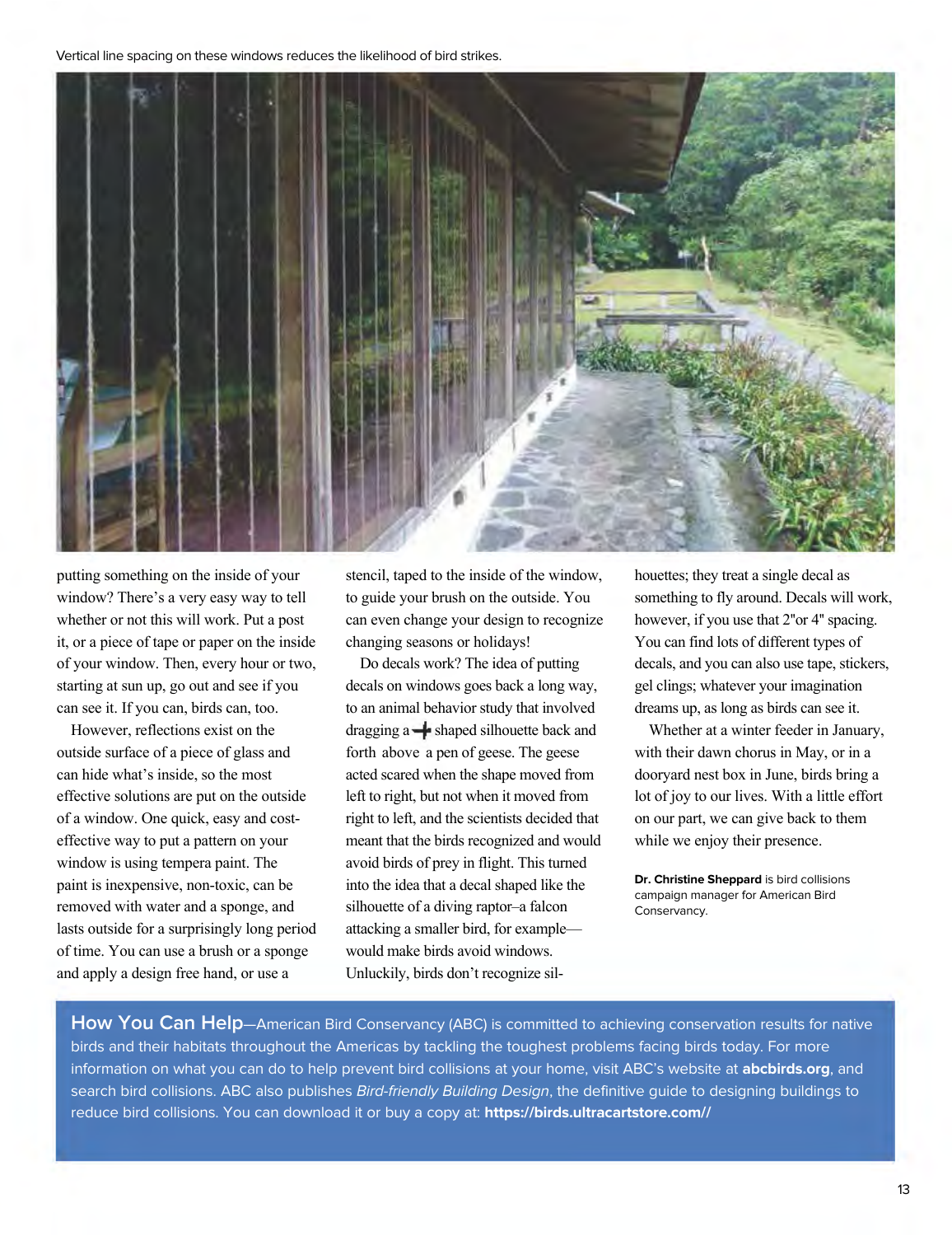Vertical line spacing on these windows reduces the likelihood of bird strikes.

putting something on the inside of your window? There's a very easy way to tell whether or not this will work. Put a post it, or a piece of tape or paper on the inside of your window. Then, every hour or two, starting at sun up, go out and see if you can see it. If you can, birds can, too.

However, reflections exist on the outside surface of a piece of glass and can hide what's inside, so the most effective solutions are put on the outside of a window. One quick, easy and cost-effective way to put a pattern on your window is using tempera paint. The paint is inexpensive, non-toxic, can be removed with water and a sponge, and lasts outside for a surprisingly long period of time. You can use a brush or a sponge and apply a design free hand, or use a stencil, taped to the inside of the window, to guide your brush on the outside. You can even change your design to recognize changing seasons or holidays!

Do decals work? The idea of putting decals on windows goes back a long way, to an animal behavior study that involved dragging a ✈ shaped silhouette back and forth above a pen of geese. The geese acted scared when the shape moved from left to right, but not when it moved from right to left, and the scientists decided that meant that the birds recognized and would avoid birds of prey in flight. This turned into the idea that a decal shaped like the silhouette of a diving raptor–a falcon attacking a smaller bird, for example—would make birds avoid windows. Unluckily, birds don't recognize silhouettes; they treat a single decal as something to fly around. Decals will work, however, if you use that 2"or 4" spacing. You can find lots of different types of decals, and you can also use tape, stickers, gel clings; whatever your imagination dreams up, as long as birds can see it.

Whether at a winter feeder in January, with their dawn chorus in May, or in a dooryard nest box in June, birds bring a lot of joy to our lives. With a little effort on our part, we can give back to them while we enjoy their presence.

**Dr. Christine Sheppard** is bird collisions campaign manager for American Bird Conservancy.

**How You Can Help**—American Bird Conservancy (ABC) is committed to achieving conservation results for native birds and their habitats throughout the Americas by tackling the toughest problems facing birds today. For more information on what you can do to help prevent bird collisions at your home, visit ABC's website at **abcbirds.org**, and search bird collisions. ABC also publishes *Bird-friendly Building Design*, the definitive guide to designing buildings to reduce bird collisions. You can download it or buy a copy at: **https://birds.ultracartstore.com//**